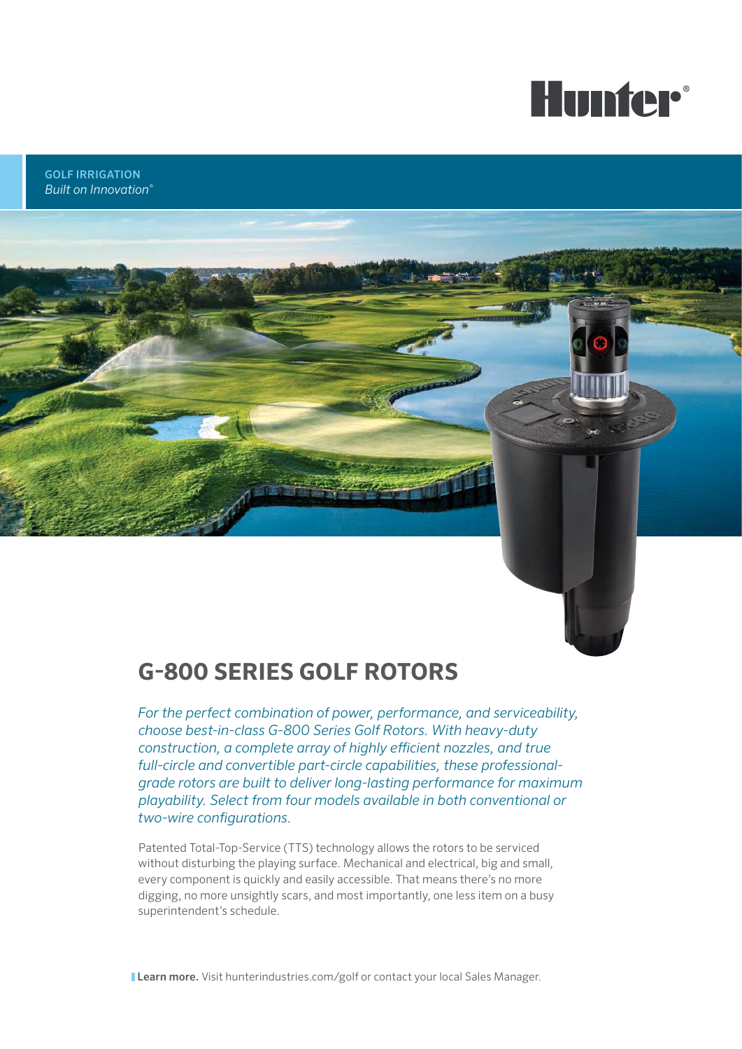Hunter®

GOLF IRRIGATION
*Built on Innovation®*

# G-800 SERIES GOLF ROTORS

*For the perfect combination of power, performance, and serviceability, choose best-in-class G-800 Series Golf Rotors. With heavy-duty construction, a complete array of highly efficient nozzles, and true full-circle and convertible part-circle capabilities, these professional-grade rotors are built to deliver long-lasting performance for maximum playability. Select from four models available in both conventional or two-wire configurations.*

Patented Total-Top-Service (TTS) technology allows the rotors to be serviced without disturbing the playing surface. Mechanical and electrical, big and small, every component is quickly and easily accessible. That means there's no more digging, no more unsightly scars, and most importantly, one less item on a busy superintendent's schedule.

**Learn more.** Visit hunterindustries.com/golf or contact your local Sales Manager.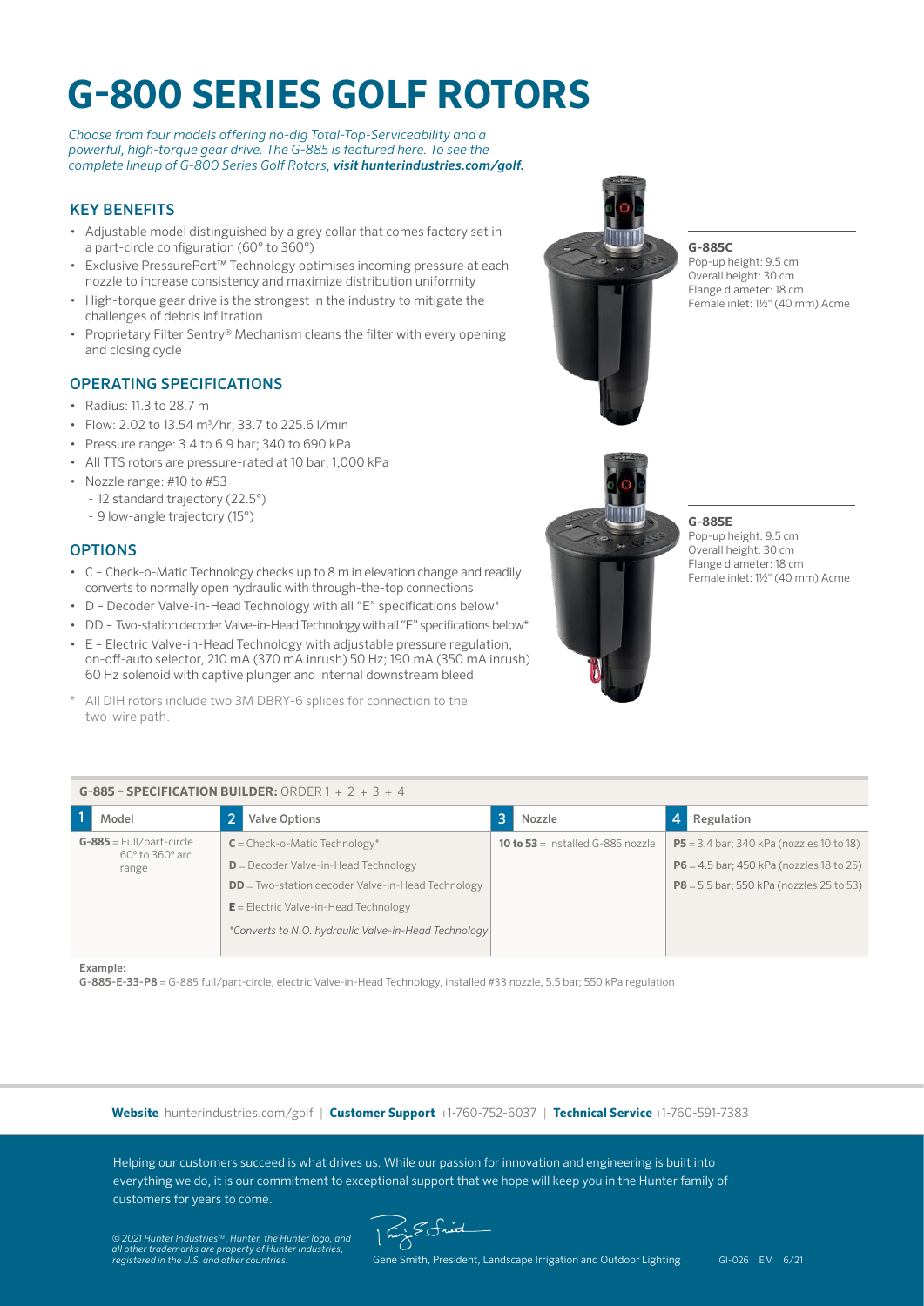// G-800 SERIES GOLF ROTORS page

# G-800 SERIES GOLF ROTORS

*Choose from four models offering no-dig Total-Top-Serviceability and a powerful, high-torque gear drive. The G-885 is featured here. To see the complete lineup of G-800 Series Golf Rotors,* ***visit hunterindustries.com/golf.***

## KEY BENEFITS

- Adjustable model distinguished by a grey collar that comes factory set in a part-circle configuration (60° to 360°)
- Exclusive PressurePort™ Technology optimises incoming pressure at each nozzle to increase consistency and maximize distribution uniformity
- High-torque gear drive is the strongest in the industry to mitigate the challenges of debris infiltration
- Proprietary Filter Sentry® Mechanism cleans the filter with every opening and closing cycle

## OPERATING SPECIFICATIONS

- Radius: 11.3 to 28.7 m
- Flow: 2.02 to 13.54 $m^3$/hr; 33.7 to 225.6 l/min
- Pressure range: 3.4 to 6.9 bar; 340 to 690 kPa
- All TTS rotors are pressure-rated at 10 bar; 1,000 kPa
- Nozzle range: #10 to #53
  - 12 standard trajectory (22.5°)
  - 9 low-angle trajectory (15°)

## OPTIONS

- C – Check-o-Matic Technology checks up to 8 m in elevation change and readily converts to normally open hydraulic with through-the-top connections
- D – Decoder Valve-in-Head Technology with all "E" specifications below*
- DD – Two-station decoder Valve-in-Head Technology with all "E" specifications below*
- E – Electric Valve-in-Head Technology with adjustable pressure regulation, on-off-auto selector, 210 mA (370 mA inrush) 50 Hz; 190 mA (350 mA inrush) 60 Hz solenoid with captive plunger and internal downstream bleed

\* All DIH rotors include two 3M DBRY-6 splices for connection to the two-wire path.

**G-885C**
Pop-up height: 9.5 cm
Overall height: 30 cm
Flange diameter: 18 cm
Female inlet: 1½" (40 mm) Acme

**G-885E**
Pop-up height: 9.5 cm
Overall height: 30 cm
Flange diameter: 18 cm
Female inlet: 1½" (40 mm) Acme

**G-885 – SPECIFICATION BUILDER:** ORDER 1 + 2 + 3 + 4

| 1 Model | 2 Valve Options | 3 Nozzle | 4 Regulation |
|---|---|---|---|
| **G-885** = Full/part-circle 60° to 360° arc range | **C** = Check-o-Matic Technology* | **10 to 53** = Installed G-885 nozzle | **P5** = 3.4 bar; 340 kPa (nozzles 10 to 18) |
| | **D** = Decoder Valve-in-Head Technology | | **P6** = 4.5 bar; 450 kPa (nozzles 18 to 25) |
| | **DD** = Two-station decoder Valve-in-Head Technology | | **P8** = 5.5 bar; 550 kPa (nozzles 25 to 53) |
| | **E** = Electric Valve-in-Head Technology | | |
| | *\*Converts to N.O. hydraulic Valve-in-Head Technology* | | |

**Example:**
**G-885-E-33-P8** = G-885 full/part-circle, electric Valve-in-Head Technology, installed #33 nozzle, 5.5 bar; 550 kPa regulation

**Website** hunterindustries.com/golf | **Customer Support** +1-760-752-6037 | **Technical Service** +1-760-591-7383

Helping our customers succeed is what drives us. While our passion for innovation and engineering is built into everything we do, it is our commitment to exceptional support that we hope will keep you in the Hunter family of customers for years to come.

Gene Smith, President, Landscape Irrigation and Outdoor Lighting

*© 2021 Hunter Industries™. Hunter, the Hunter logo, and all other trademarks are property of Hunter Industries, registered in the U.S. and other countries.*

GI-026 EM 6/21